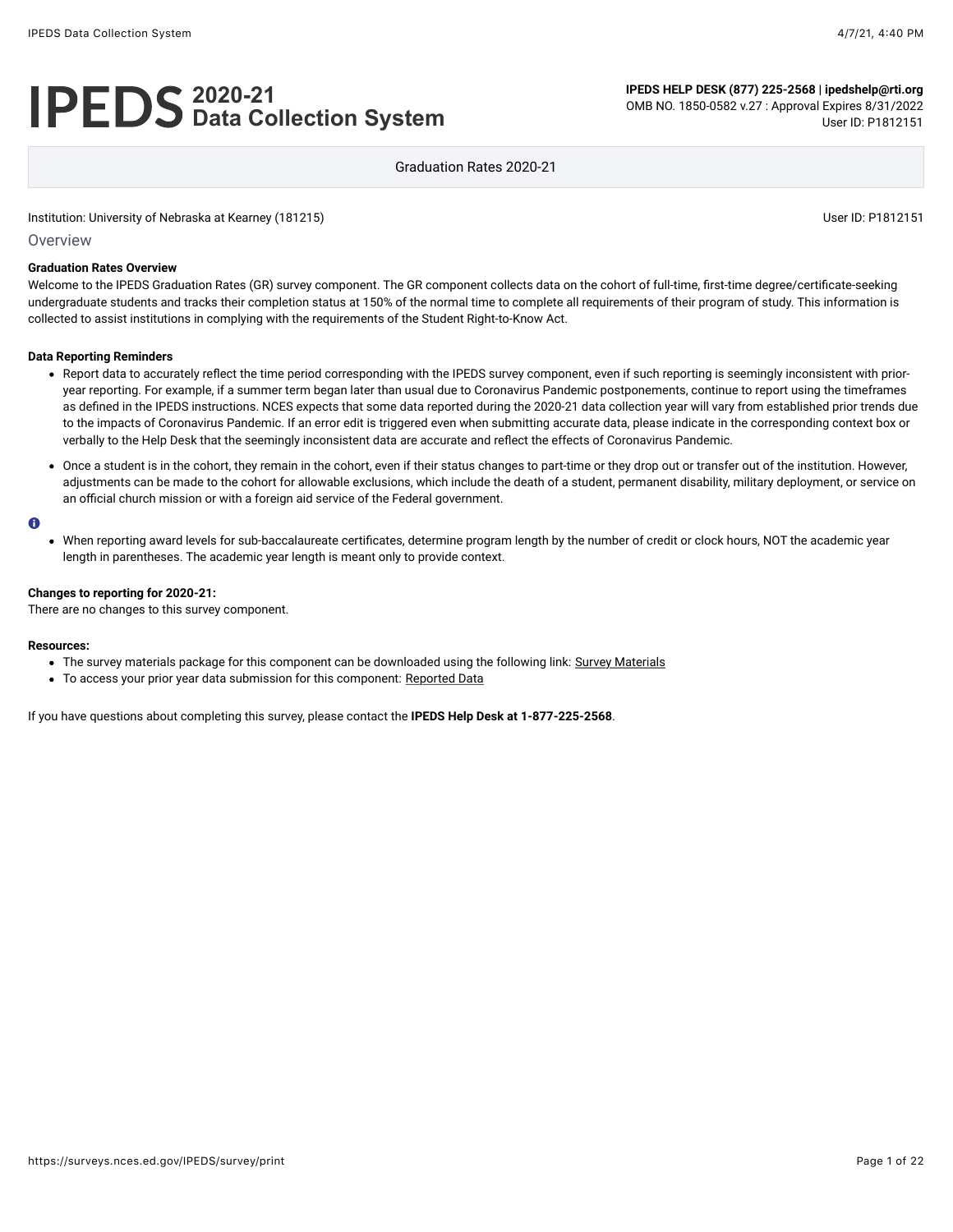# IPEDS 2020-21 Data Collection System

**IPEDS HELP DESK (877) 225-2568 | ipedshelp@rti.org**
OMB NO. 1850-0582 v.27 : Approval Expires 8/31/2022
User ID: P1812151

## Graduation Rates 2020-21

Institution: University of Nebraska at Kearney (181215)

User ID: P1812151

### Overview

**Graduation Rates Overview**
Welcome to the IPEDS Graduation Rates (GR) survey component. The GR component collects data on the cohort of full-time, first-time degree/certificate-seeking undergraduate students and tracks their completion status at 150% of the normal time to complete all requirements of their program of study. This information is collected to assist institutions in complying with the requirements of the Student Right-to-Know Act.

**Data Reporting Reminders**

- Report data to accurately reflect the time period corresponding with the IPEDS survey component, even if such reporting is seemingly inconsistent with prior-year reporting. For example, if a summer term began later than usual due to Coronavirus Pandemic postponements, continue to report using the timeframes as defined in the IPEDS instructions. NCES expects that some data reported during the 2020-21 data collection year will vary from established prior trends due to the impacts of Coronavirus Pandemic. If an error edit is triggered even when submitting accurate data, please indicate in the corresponding context box or verbally to the Help Desk that the seemingly inconsistent data are accurate and reflect the effects of Coronavirus Pandemic.
- Once a student is in the cohort, they remain in the cohort, even if their status changes to part-time or they drop out or transfer out of the institution. However, adjustments can be made to the cohort for allowable exclusions, which include the death of a student, permanent disability, military deployment, or service on an official church mission or with a foreign aid service of the Federal government.

- When reporting award levels for sub-baccalaureate certificates, determine program length by the number of credit or clock hours, NOT the academic year length in parentheses. The academic year length is meant only to provide context.

**Changes to reporting for 2020-21:**
There are no changes to this survey component.

**Resources:**

- The survey materials package for this component can be downloaded using the following link: Survey Materials
- To access your prior year data submission for this component: Reported Data

If you have questions about completing this survey, please contact the **IPEDS Help Desk at 1-877-225-2568**.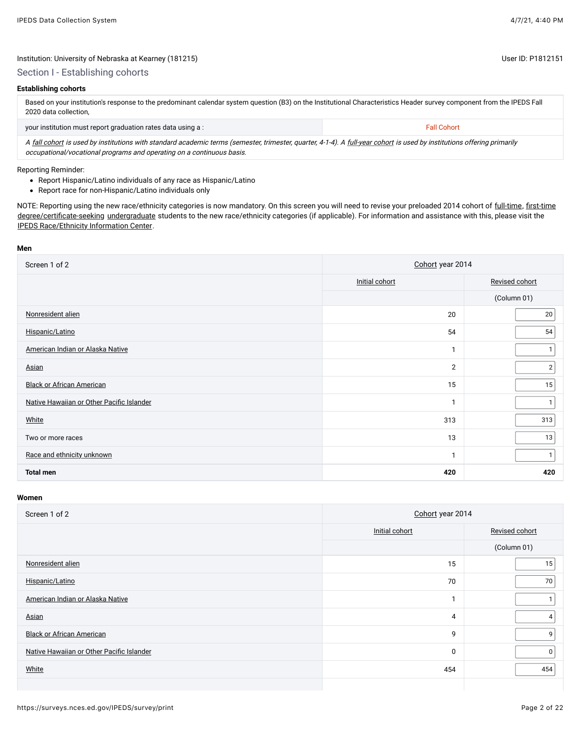Institution: University of Nebraska at Kearney (181215)

User ID: P1812151

## Section I - Establishing cohorts

### Establishing cohorts

| Based on your institution's response to the predominant calendar system question (B3) on the Institutional Characteristics Header survey component from the IPEDS Fall 2020 data collection, | |
|---|---|
| your institution must report graduation rates data using a : | Fall Cohort |
| *A fall cohort is used by institutions with standard academic terms (semester, trimester, quarter, 4-1-4). A full-year cohort is used by institutions offering primarily occupational/vocational programs and operating on a continuous basis.* | |

Reporting Reminder:

- Report Hispanic/Latino individuals of any race as Hispanic/Latino
- Report race for non-Hispanic/Latino individuals only

NOTE: Reporting using the new race/ethnicity categories is now mandatory. On this screen you will need to revise your preloaded 2014 cohort of full-time, first-time degree/certificate-seeking undergraduate students to the new race/ethnicity categories (if applicable). For information and assistance with this, please visit the IPEDS Race/Ethnicity Information Center.

**Men**

| Screen 1 of 2 | Cohort year 2014 | |
|---|---|---|
| | Initial cohort | Revised cohort |
| | | (Column 01) |
| Nonresident alien | 20 | 20 |
| Hispanic/Latino | 54 | 54 |
| American Indian or Alaska Native | 1 | 1 |
| Asian | 2 | 2 |
| Black or African American | 15 | 15 |
| Native Hawaiian or Other Pacific Islander | 1 | 1 |
| White | 313 | 313 |
| Two or more races | 13 | 13 |
| Race and ethnicity unknown | 1 | 1 |
| **Total men** | **420** | **420** |

**Women**

| Screen 1 of 2 | Cohort year 2014 | |
|---|---|---|
| | Initial cohort | Revised cohort |
| | | (Column 01) |
| Nonresident alien | 15 | 15 |
| Hispanic/Latino | 70 | 70 |
| American Indian or Alaska Native | 1 | 1 |
| Asian | 4 | 4 |
| Black or African American | 9 | 9 |
| Native Hawaiian or Other Pacific Islander | 0 | 0 |
| White | 454 | 454 |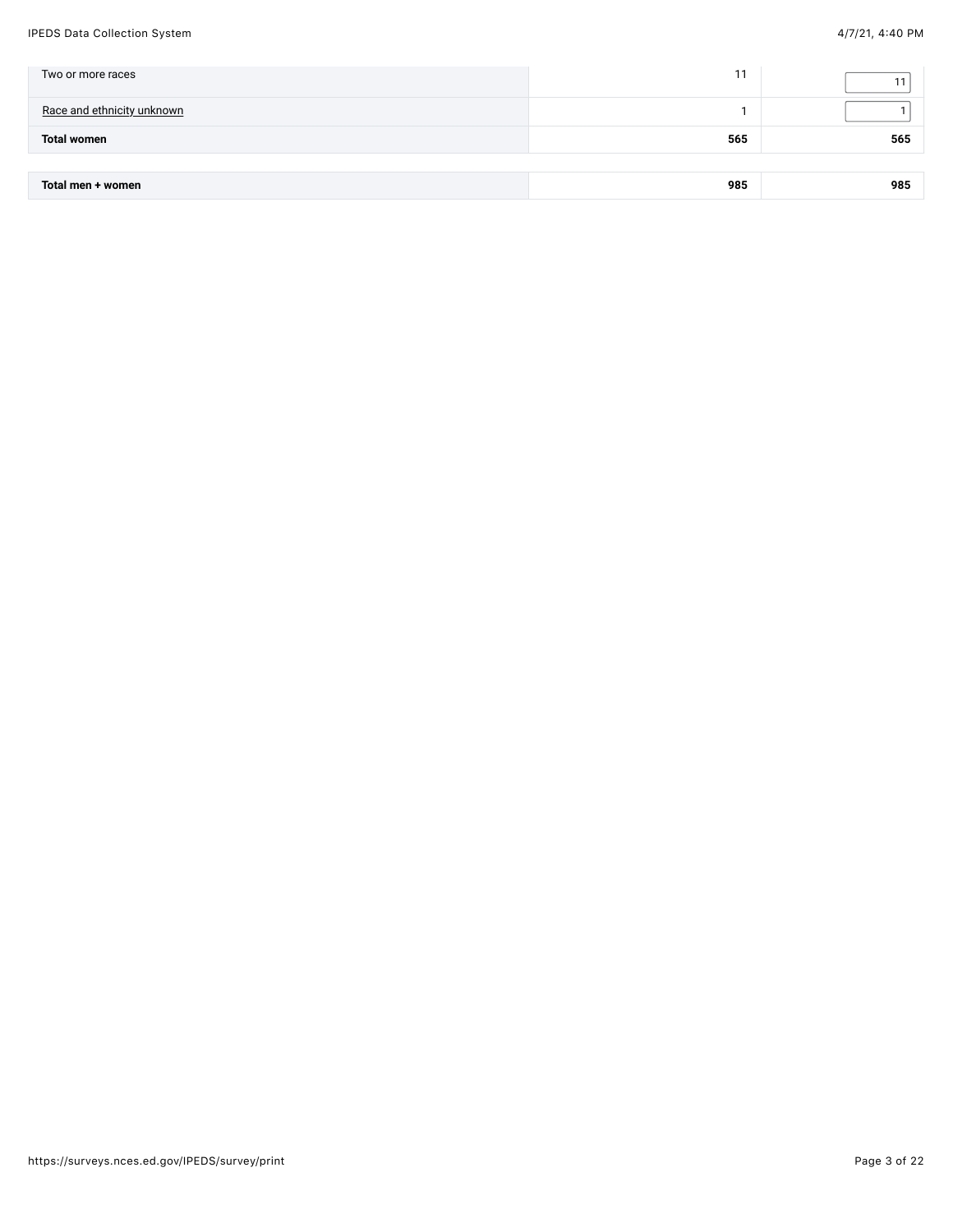| | | |
|---|---|---|
| Two or more races | 11 | 11 |
| Race and ethnicity unknown | 1 | 1 |
| **Total women** | **565** | **565** |

| | | |
|---|---|---|
| **Total men + women** | **985** | **985** |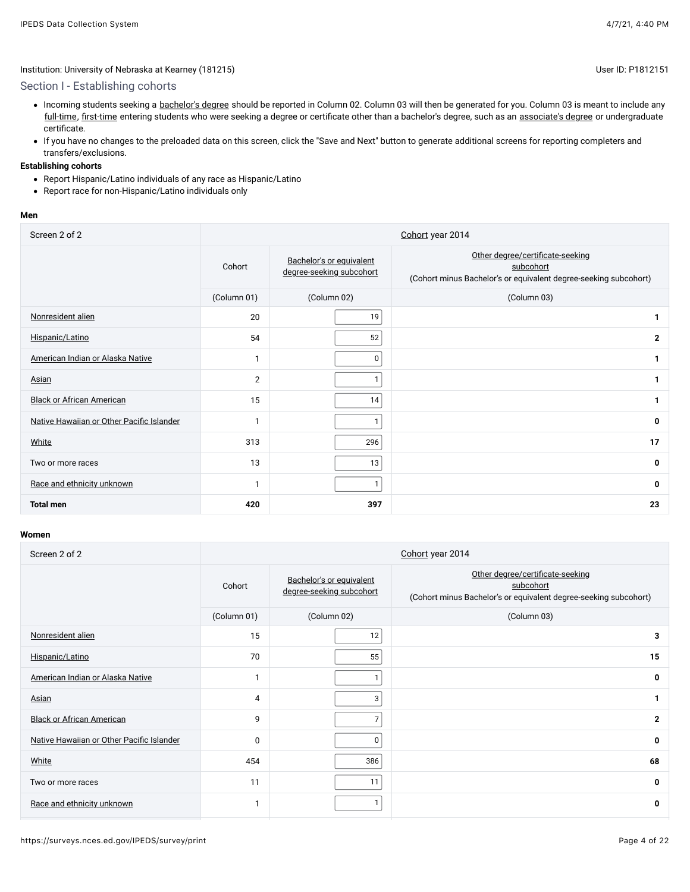Institution: University of Nebraska at Kearney (181215)

User ID: P1812151

## Section I - Establishing cohorts

- Incoming students seeking a bachelor's degree should be reported in Column 02. Column 03 will then be generated for you. Column 03 is meant to include any full-time, first-time entering students who were seeking a degree or certificate other than a bachelor's degree, such as an associate's degree or undergraduate certificate.
- If you have no changes to the preloaded data on this screen, click the "Save and Next" button to generate additional screens for reporting completers and transfers/exclusions.

**Establishing cohorts**

- Report Hispanic/Latino individuals of any race as Hispanic/Latino
- Report race for non-Hispanic/Latino individuals only

**Men**

| Screen 2 of 2 | Cohort year 2014 | | |
|---|---|---|---|
| | Cohort | Bachelor's or equivalent degree-seeking subcohort | Other degree/certificate-seeking subcohort (Cohort minus Bachelor's or equivalent degree-seeking subcohort) |
| | (Column 01) | (Column 02) | (Column 03) |
| Nonresident alien | 20 | 19 | **1** |
| Hispanic/Latino | 54 | 52 | **2** |
| American Indian or Alaska Native | 1 | 0 | **1** |
| Asian | 2 | 1 | **1** |
| Black or African American | 15 | 14 | **1** |
| Native Hawaiian or Other Pacific Islander | 1 | 1 | **0** |
| White | 313 | 296 | **17** |
| Two or more races | 13 | 13 | **0** |
| Race and ethnicity unknown | 1 | 1 | **0** |
| **Total men** | **420** | **397** | **23** |

**Women**

| Screen 2 of 2 | Cohort year 2014 | | |
|---|---|---|---|
| | Cohort | Bachelor's or equivalent degree-seeking subcohort | Other degree/certificate-seeking subcohort (Cohort minus Bachelor's or equivalent degree-seeking subcohort) |
| | (Column 01) | (Column 02) | (Column 03) |
| Nonresident alien | 15 | 12 | **3** |
| Hispanic/Latino | 70 | 55 | **15** |
| American Indian or Alaska Native | 1 | 1 | **0** |
| Asian | 4 | 3 | **1** |
| Black or African American | 9 | 7 | **2** |
| Native Hawaiian or Other Pacific Islander | 0 | 0 | **0** |
| White | 454 | 386 | **68** |
| Two or more races | 11 | 11 | **0** |
| Race and ethnicity unknown | 1 | 1 | **0** |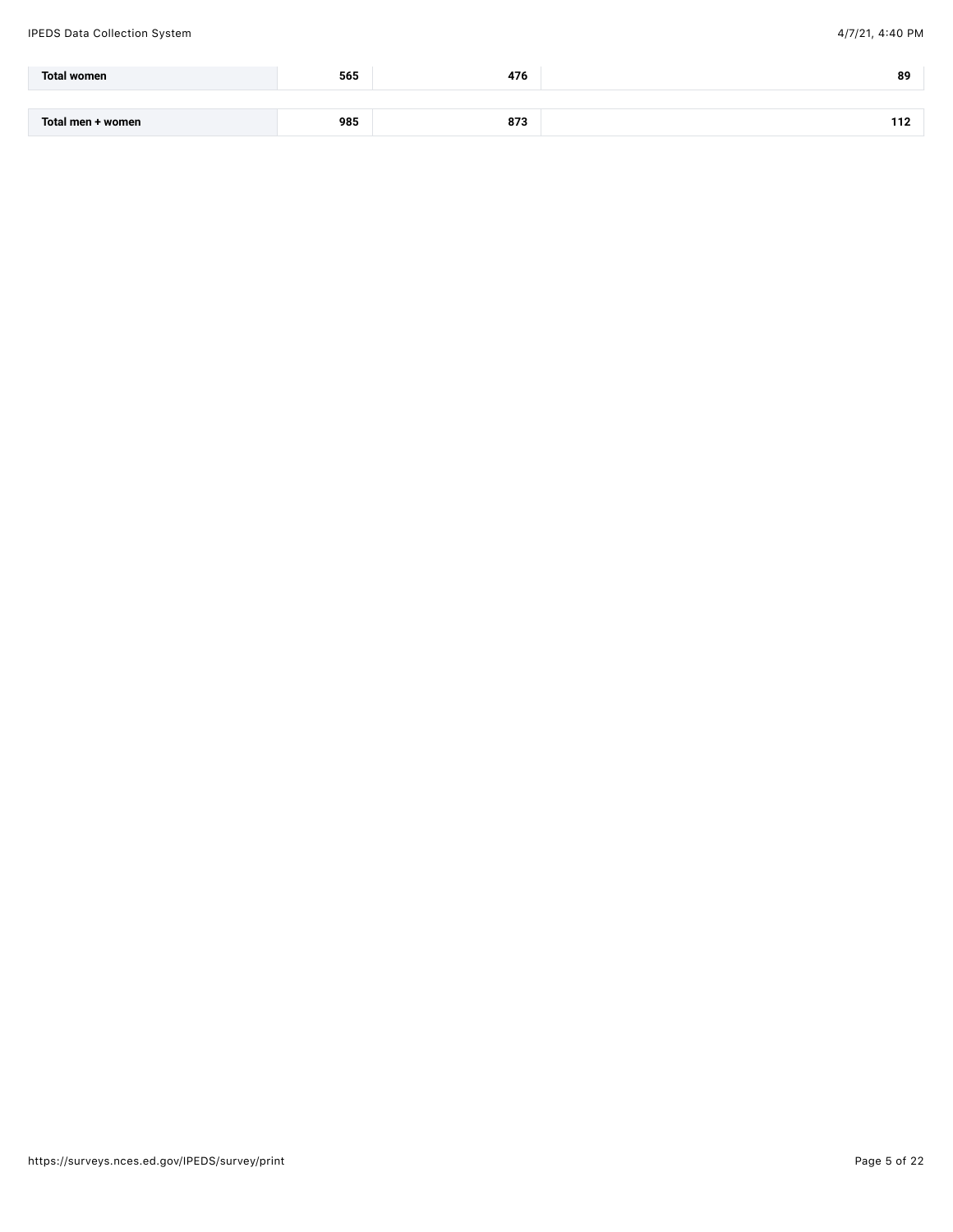| | | | |
|---|---|---|---|
| **Total women** | **565** | **476** | **89** |
| **Total men + women** | **985** | **873** | **112** |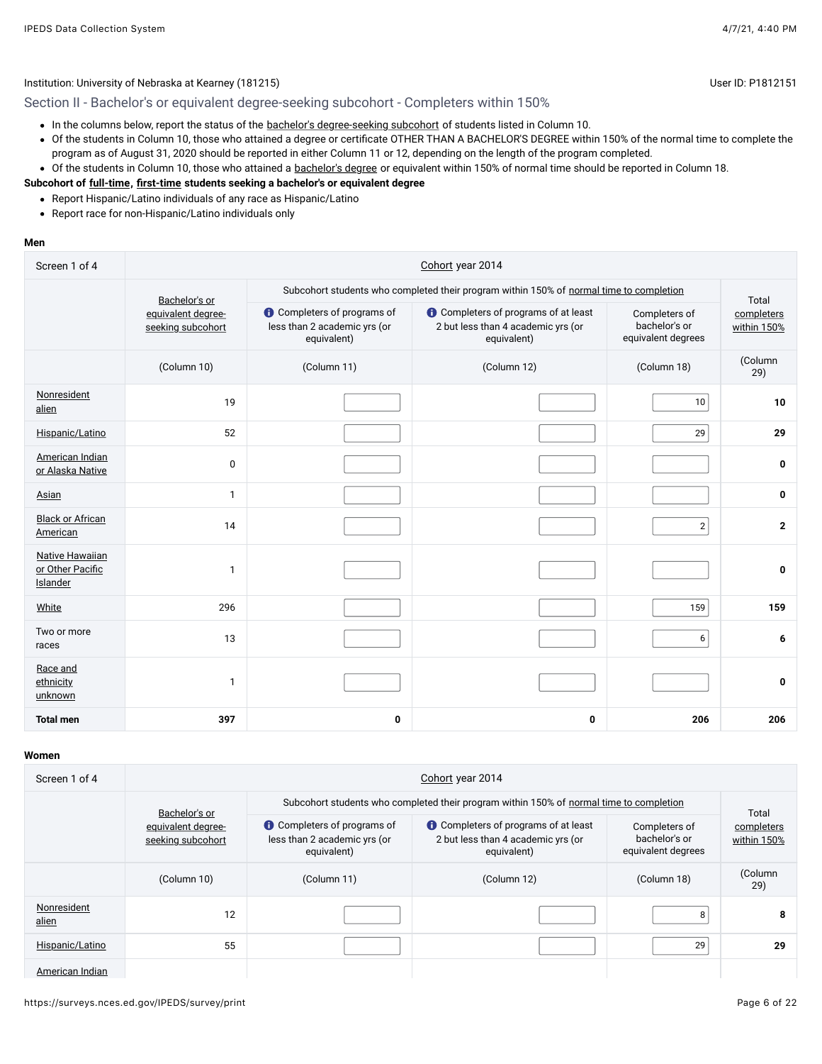Institution: University of Nebraska at Kearney (181215)

User ID: P1812151

## Section II - Bachelor's or equivalent degree-seeking subcohort - Completers within 150%

- In the columns below, report the status of the bachelor's degree-seeking subcohort of students listed in Column 10.
- Of the students in Column 10, those who attained a degree or certificate OTHER THAN A BACHELOR'S DEGREE within 150% of the normal time to complete the program as of August 31, 2020 should be reported in either Column 11 or 12, depending on the length of the program completed.
- Of the students in Column 10, those who attained a bachelor's degree or equivalent within 150% of normal time should be reported in Column 18.

**Subcohort of full-time, first-time students seeking a bachelor's or equivalent degree**

- Report Hispanic/Latino individuals of any race as Hispanic/Latino
- Report race for non-Hispanic/Latino individuals only

**Men**

| Screen 1 of 4 | Cohort year 2014 | | | | |
|---|---|---|---|---|---|
| | Bachelor's or equivalent degree-seeking subcohort | Subcohort students who completed their program within 150% of normal time to completion | | | Total completers within 150% |
| | | Completers of programs of less than 2 academic yrs (or equivalent) | Completers of programs of at least 2 but less than 4 academic yrs (or equivalent) | Completers of bachelor's or equivalent degrees | |
| | (Column 10) | (Column 11) | (Column 12) | (Column 18) | (Column 29) |
| Nonresident alien | 19 | | | 10 | **10** |
| Hispanic/Latino | 52 | | | 29 | **29** |
| American Indian or Alaska Native | 0 | | | | **0** |
| Asian | 1 | | | | **0** |
| Black or African American | 14 | | | 2 | **2** |
| Native Hawaiian or Other Pacific Islander | 1 | | | | **0** |
| White | 296 | | | 159 | **159** |
| Two or more races | 13 | | | 6 | **6** |
| Race and ethnicity unknown | 1 | | | | **0** |
| **Total men** | **397** | **0** | **0** | **206** | **206** |

**Women**

| Screen 1 of 4 | Cohort year 2014 | | | | |
|---|---|---|---|---|---|
| | Bachelor's or equivalent degree-seeking subcohort | Subcohort students who completed their program within 150% of normal time to completion | | | Total completers within 150% |
| | | Completers of programs of less than 2 academic yrs (or equivalent) | Completers of programs of at least 2 but less than 4 academic yrs (or equivalent) | Completers of bachelor's or equivalent degrees | |
| | (Column 10) | (Column 11) | (Column 12) | (Column 18) | (Column 29) |
| Nonresident alien | 12 | | | 8 | **8** |
| Hispanic/Latino | 55 | | | 29 | **29** |
| American Indian | | | | | |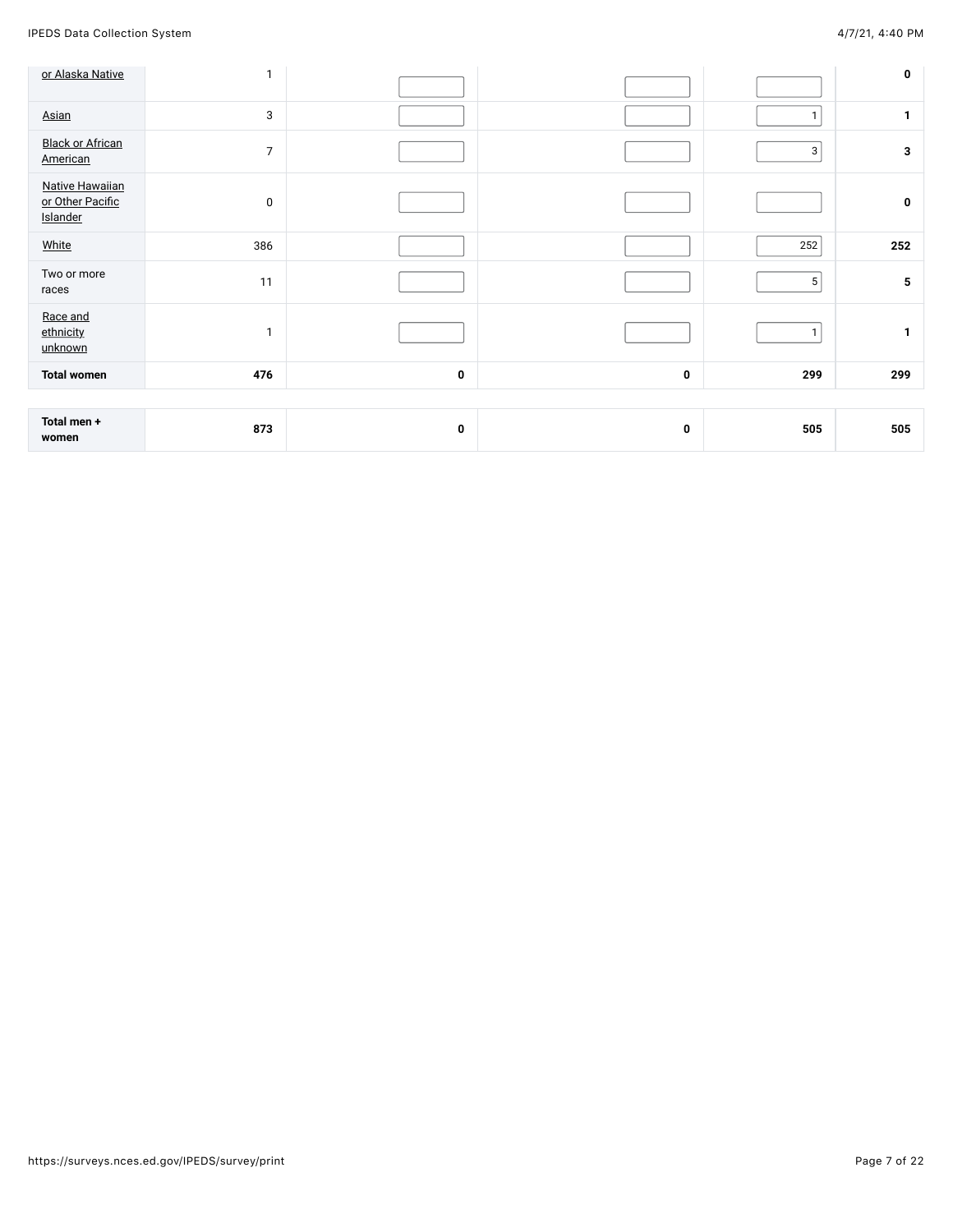| | | | | | |
|---|---|---|---|---|---|
| or Alaska Native | 1 | | | | 0 |
| Asian | 3 | | | 1 | 1 |
| Black or African American | 7 | | | 3 | 3 |
| Native Hawaiian or Other Pacific Islander | 0 | | | | 0 |
| White | 386 | | | 252 | 252 |
| Two or more races | 11 | | | 5 | 5 |
| Race and ethnicity unknown | 1 | | | 1 | 1 |
| **Total women** | **476** | **0** | **0** | **299** | **299** |
| **Total men + women** | **873** | **0** | **0** | **505** | **505** |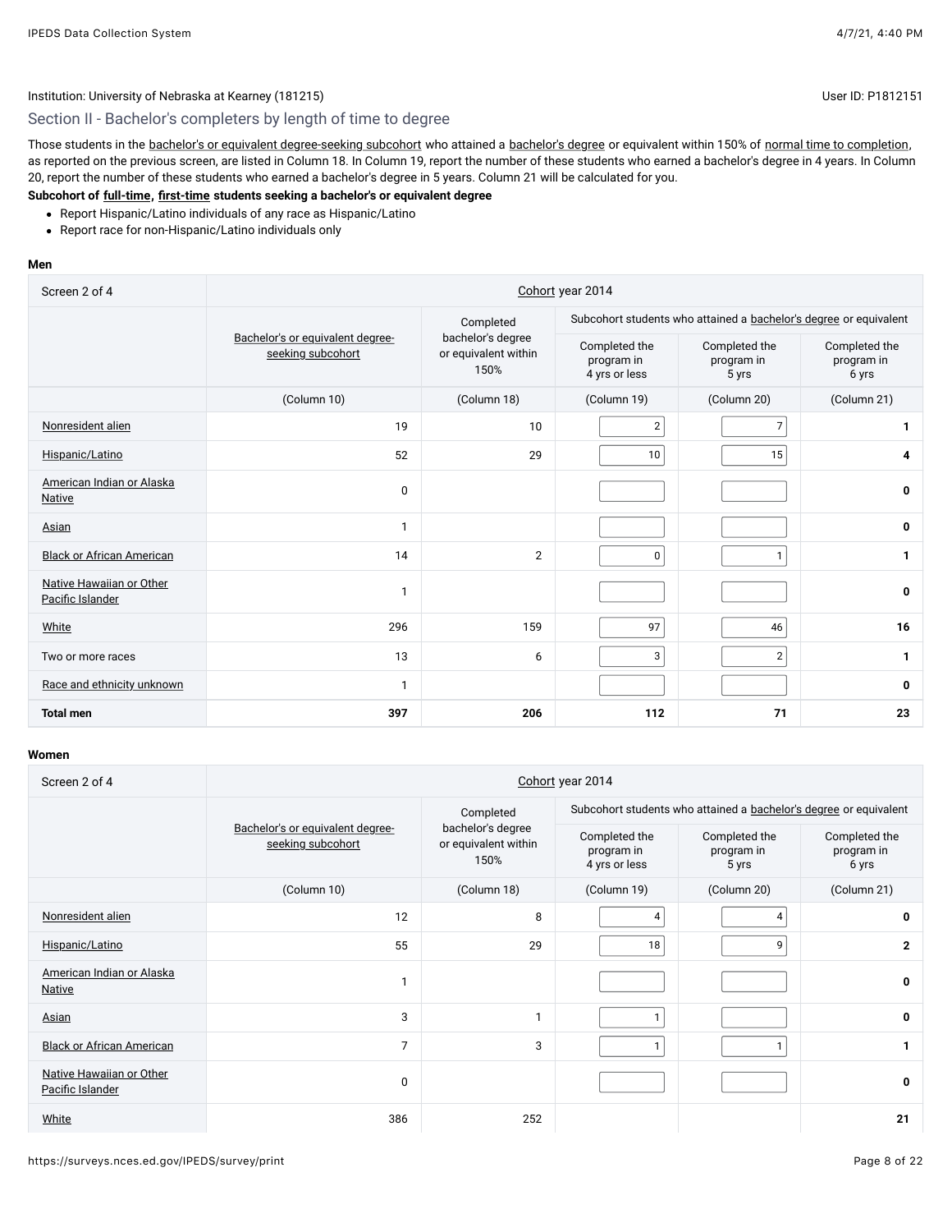Institution: University of Nebraska at Kearney (181215)

User ID: P1812151

## Section II - Bachelor's completers by length of time to degree

Those students in the bachelor's or equivalent degree-seeking subcohort who attained a bachelor's degree or equivalent within 150% of normal time to completion, as reported on the previous screen, are listed in Column 18. In Column 19, report the number of these students who earned a bachelor's degree in 4 years. In Column 20, report the number of these students who earned a bachelor's degree in 5 years. Column 21 will be calculated for you.

**Subcohort of full-time, first-time students seeking a bachelor's or equivalent degree**

- Report Hispanic/Latino individuals of any race as Hispanic/Latino
- Report race for non-Hispanic/Latino individuals only

**Men**

| Screen 2 of 4 | Cohort year 2014 | | | | |
|---|---|---|---|---|---|
| | Bachelor's or equivalent degree-seeking subcohort | Completed bachelor's degree or equivalent within 150% | Subcohort students who attained a bachelor's degree or equivalent | | |
| | | | Completed the program in 4 yrs or less | Completed the program in 5 yrs | Completed the program in 6 yrs |
| | (Column 10) | (Column 18) | (Column 19) | (Column 20) | (Column 21) |
| Nonresident alien | 19 | 10 | 2 | 7 | **1** |
| Hispanic/Latino | 52 | 29 | 10 | 15 | **4** |
| American Indian or Alaska Native | 0 | | | | **0** |
| Asian | 1 | | | | **0** |
| Black or African American | 14 | 2 | 0 | 1 | **1** |
| Native Hawaiian or Other Pacific Islander | 1 | | | | **0** |
| White | 296 | 159 | 97 | 46 | **16** |
| Two or more races | 13 | 6 | 3 | 2 | **1** |
| Race and ethnicity unknown | 1 | | | | **0** |
| **Total men** | **397** | **206** | **112** | **71** | **23** |

**Women**

| Screen 2 of 4 | Cohort year 2014 | | | | |
|---|---|---|---|---|---|
| | Bachelor's or equivalent degree-seeking subcohort | Completed bachelor's degree or equivalent within 150% | Subcohort students who attained a bachelor's degree or equivalent | | |
| | | | Completed the program in 4 yrs or less | Completed the program in 5 yrs | Completed the program in 6 yrs |
| | (Column 10) | (Column 18) | (Column 19) | (Column 20) | (Column 21) |
| Nonresident alien | 12 | 8 | 4 | 4 | **0** |
| Hispanic/Latino | 55 | 29 | 18 | 9 | **2** |
| American Indian or Alaska Native | 1 | | | | **0** |
| Asian | 3 | 1 | 1 | | **0** |
| Black or African American | 7 | 3 | 1 | 1 | **1** |
| Native Hawaiian or Other Pacific Islander | 0 | | | | **0** |
| White | 386 | 252 | | | **21** |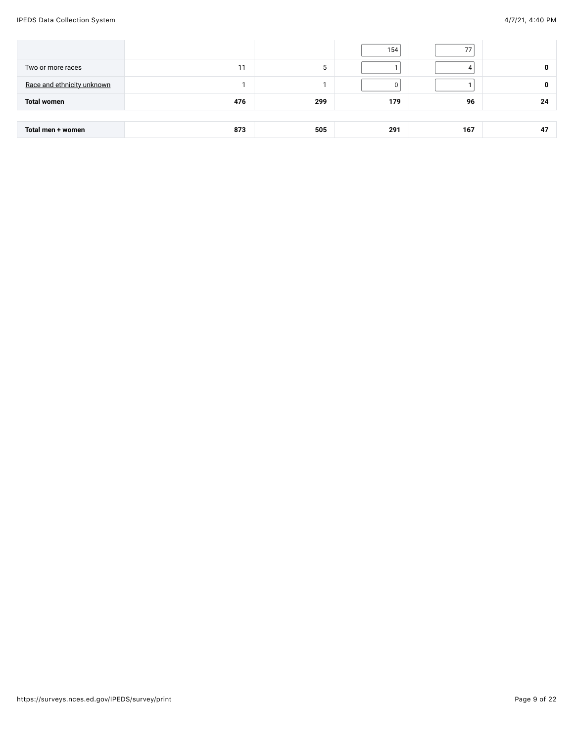| | | | | | |
|---|---|---|---|---|---|
| | | | 154 | 77 | |
| Two or more races | 11 | 5 | 1 | 4 | **0** |
| Race and ethnicity unknown | 1 | 1 | 0 | 1 | **0** |
| **Total women** | **476** | **299** | **179** | **96** | **24** |

| | | | | | |
|---|---|---|---|---|---|
| **Total men + women** | **873** | **505** | **291** | **167** | **47** |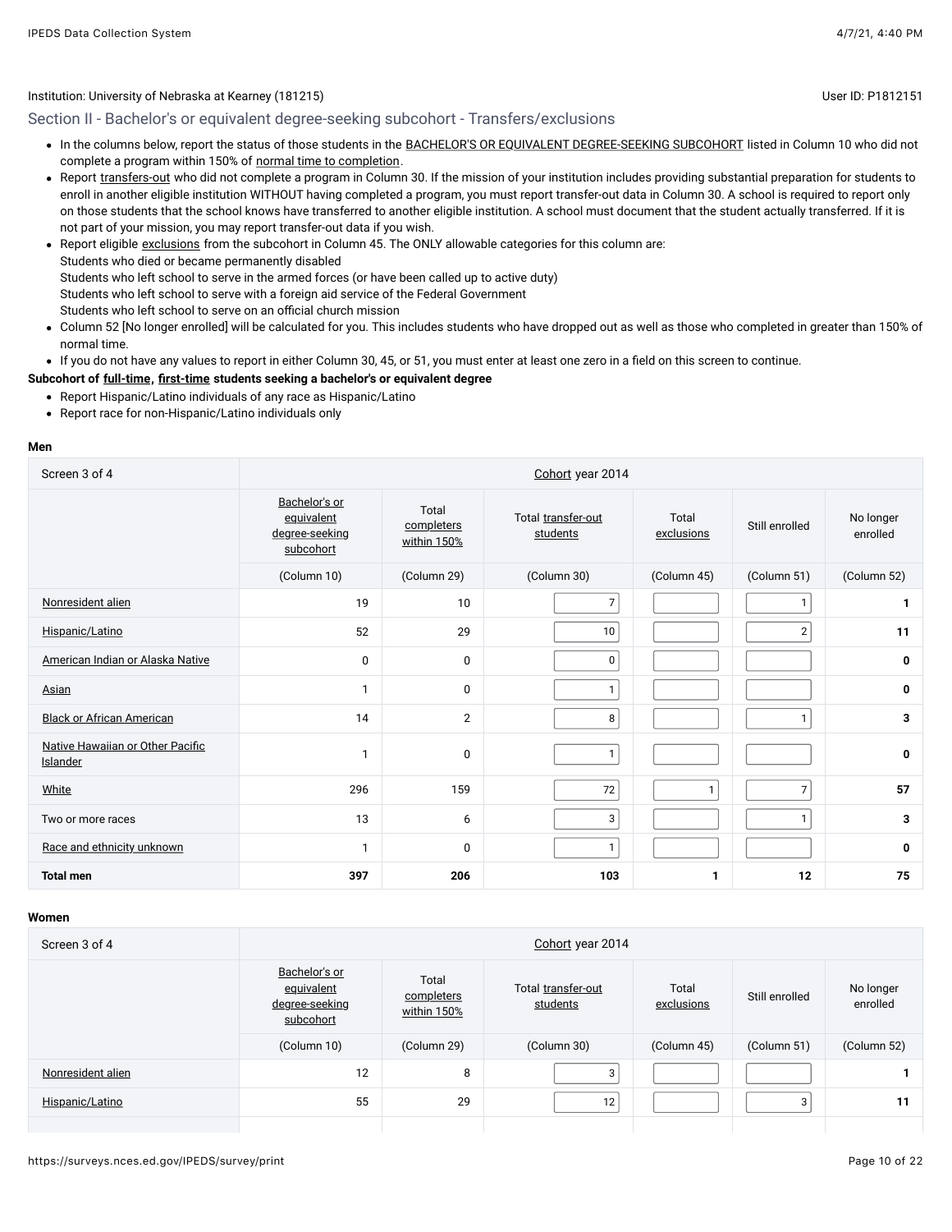Institution: University of Nebraska at Kearney (181215)

User ID: P1812151

## Section II - Bachelor's or equivalent degree-seeking subcohort - Transfers/exclusions

- In the columns below, report the status of those students in the BACHELOR'S OR EQUIVALENT DEGREE-SEEKING SUBCOHORT listed in Column 10 who did not complete a program within 150% of normal time to completion.
- Report transfers-out who did not complete a program in Column 30. If the mission of your institution includes providing substantial preparation for students to enroll in another eligible institution WITHOUT having completed a program, you must report transfer-out data in Column 30. A school is required to report only on those students that the school knows have transferred to another eligible institution. A school must document that the student actually transferred. If it is not part of your mission, you may report transfer-out data if you wish.
- Report eligible exclusions from the subcohort in Column 45. The ONLY allowable categories for this column are:
  Students who died or became permanently disabled
  Students who left school to serve in the armed forces (or have been called up to active duty)
  Students who left school to serve with a foreign aid service of the Federal Government
  Students who left school to serve on an official church mission
- Column 52 [No longer enrolled] will be calculated for you. This includes students who have dropped out as well as those who completed in greater than 150% of normal time.
- If you do not have any values to report in either Column 30, 45, or 51, you must enter at least one zero in a field on this screen to continue.

**Subcohort of full-time, first-time students seeking a bachelor's or equivalent degree**

- Report Hispanic/Latino individuals of any race as Hispanic/Latino
- Report race for non-Hispanic/Latino individuals only

**Men**

| Screen 3 of 4 | Cohort year 2014 | | | | | |
|---|---|---|---|---|---|---|
| | Bachelor's or equivalent degree-seeking subcohort | Total completers within 150% | Total transfer-out students | Total exclusions | Still enrolled | No longer enrolled |
| | (Column 10) | (Column 29) | (Column 30) | (Column 45) | (Column 51) | (Column 52) |
| Nonresident alien | 19 | 10 | 7 | | 1 | **1** |
| Hispanic/Latino | 52 | 29 | 10 | | 2 | **11** |
| American Indian or Alaska Native | 0 | 0 | 0 | | | **0** |
| Asian | 1 | 0 | 1 | | | **0** |
| Black or African American | 14 | 2 | 8 | | 1 | **3** |
| Native Hawaiian or Other Pacific Islander | 1 | 0 | 1 | | | **0** |
| White | 296 | 159 | 72 | 1 | 7 | **57** |
| Two or more races | 13 | 6 | 3 | | 1 | **3** |
| Race and ethnicity unknown | 1 | 0 | 1 | | | **0** |
| **Total men** | **397** | **206** | **103** | **1** | **12** | **75** |

**Women**

| Screen 3 of 4 | Cohort year 2014 | | | | | |
|---|---|---|---|---|---|---|
| | Bachelor's or equivalent degree-seeking subcohort | Total completers within 150% | Total transfer-out students | Total exclusions | Still enrolled | No longer enrolled |
| | (Column 10) | (Column 29) | (Column 30) | (Column 45) | (Column 51) | (Column 52) |
| Nonresident alien | 12 | 8 | 3 | | | **1** |
| Hispanic/Latino | 55 | 29 | 12 | | 3 | **11** |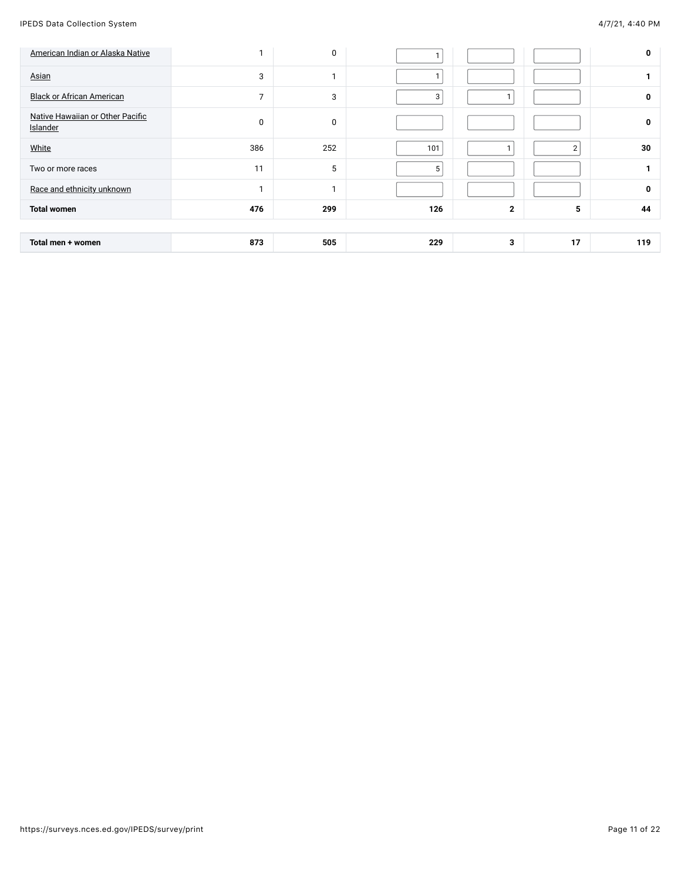| | | | | | | |
|---|---|---|---|---|---|---|
| American Indian or Alaska Native | 1 | 0 | 1 | | | **0** |
| Asian | 3 | 1 | 1 | | | **1** |
| Black or African American | 7 | 3 | 3 | 1 | | **0** |
| Native Hawaiian or Other Pacific Islander | 0 | 0 | | | | **0** |
| White | 386 | 252 | 101 | 1 | 2 | **30** |
| Two or more races | 11 | 5 | 5 | | | **1** |
| Race and ethnicity unknown | 1 | 1 | | | | **0** |
| **Total women** | **476** | **299** | **126** | **2** | **5** | **44** |
| | | | | | | |
| **Total men + women** | **873** | **505** | **229** | **3** | **17** | **119** |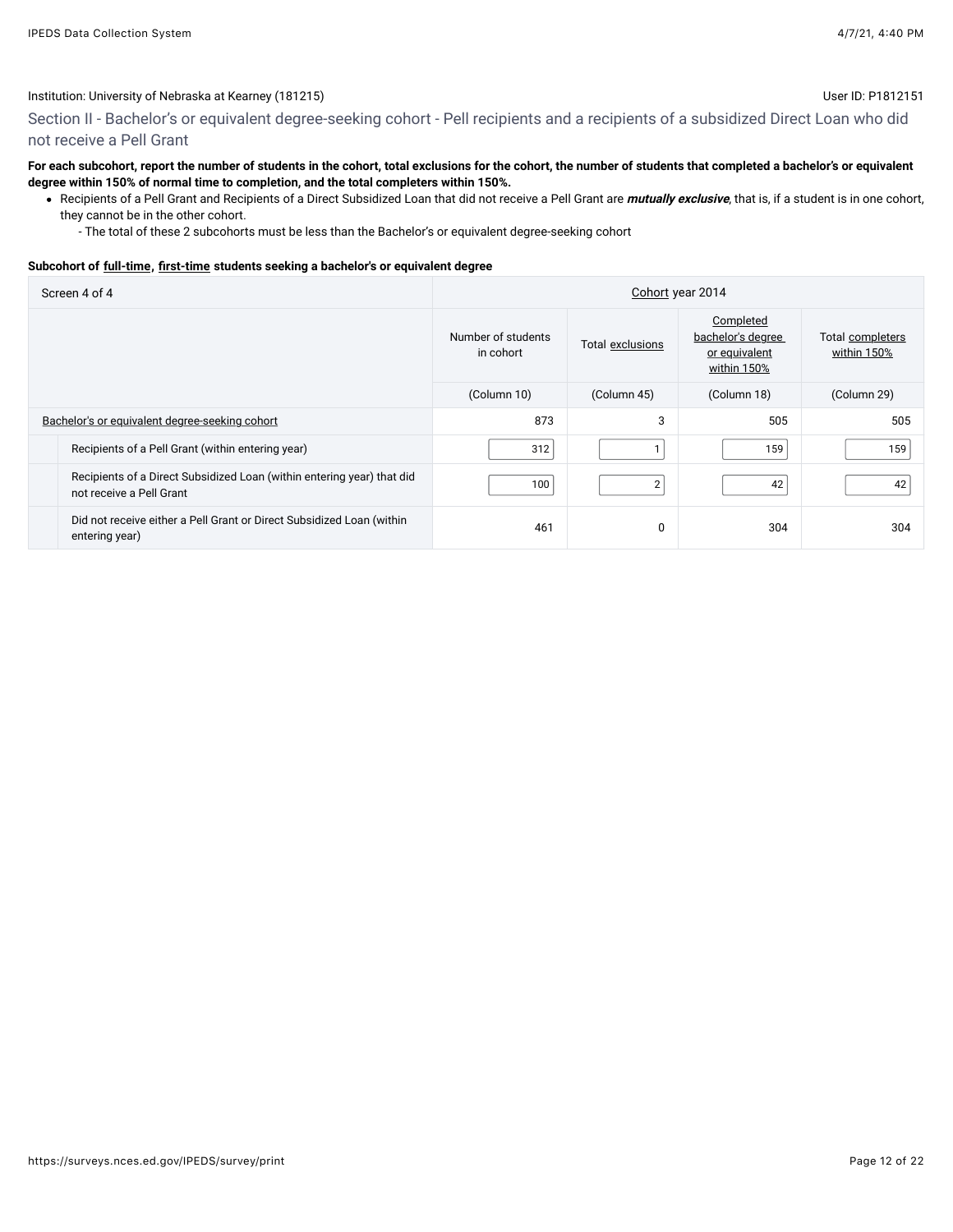Institution: University of Nebraska at Kearney (181215)

User ID: P1812151

## Section II - Bachelor's or equivalent degree-seeking cohort - Pell recipients and a recipients of a subsidized Direct Loan who did not receive a Pell Grant

**For each subcohort, report the number of students in the cohort, total exclusions for the cohort, the number of students that completed a bachelor's or equivalent degree within 150% of normal time to completion, and the total completers within 150%.**

- Recipients of a Pell Grant and Recipients of a Direct Subsidized Loan that did not receive a Pell Grant are ***mutually exclusive***, that is, if a student is in one cohort, they cannot be in the other cohort.
  - The total of these 2 subcohorts must be less than the Bachelor's or equivalent degree-seeking cohort

**Subcohort of full-time, first-time students seeking a bachelor's or equivalent degree**

| Screen 4 of 4 | Cohort year 2014 | | | |
|---|---|---|---|---|
| | Number of students in cohort | Total exclusions | Completed bachelor's degree or equivalent within 150% | Total completers within 150% |
| | (Column 10) | (Column 45) | (Column 18) | (Column 29) |
| Bachelor's or equivalent degree-seeking cohort | 873 | 3 | 505 | 505 |
| Recipients of a Pell Grant (within entering year) | 312 | 1 | 159 | 159 |
| Recipients of a Direct Subsidized Loan (within entering year) that did not receive a Pell Grant | 100 | 2 | 42 | 42 |
| Did not receive either a Pell Grant or Direct Subsidized Loan (within entering year) | 461 | 0 | 304 | 304 |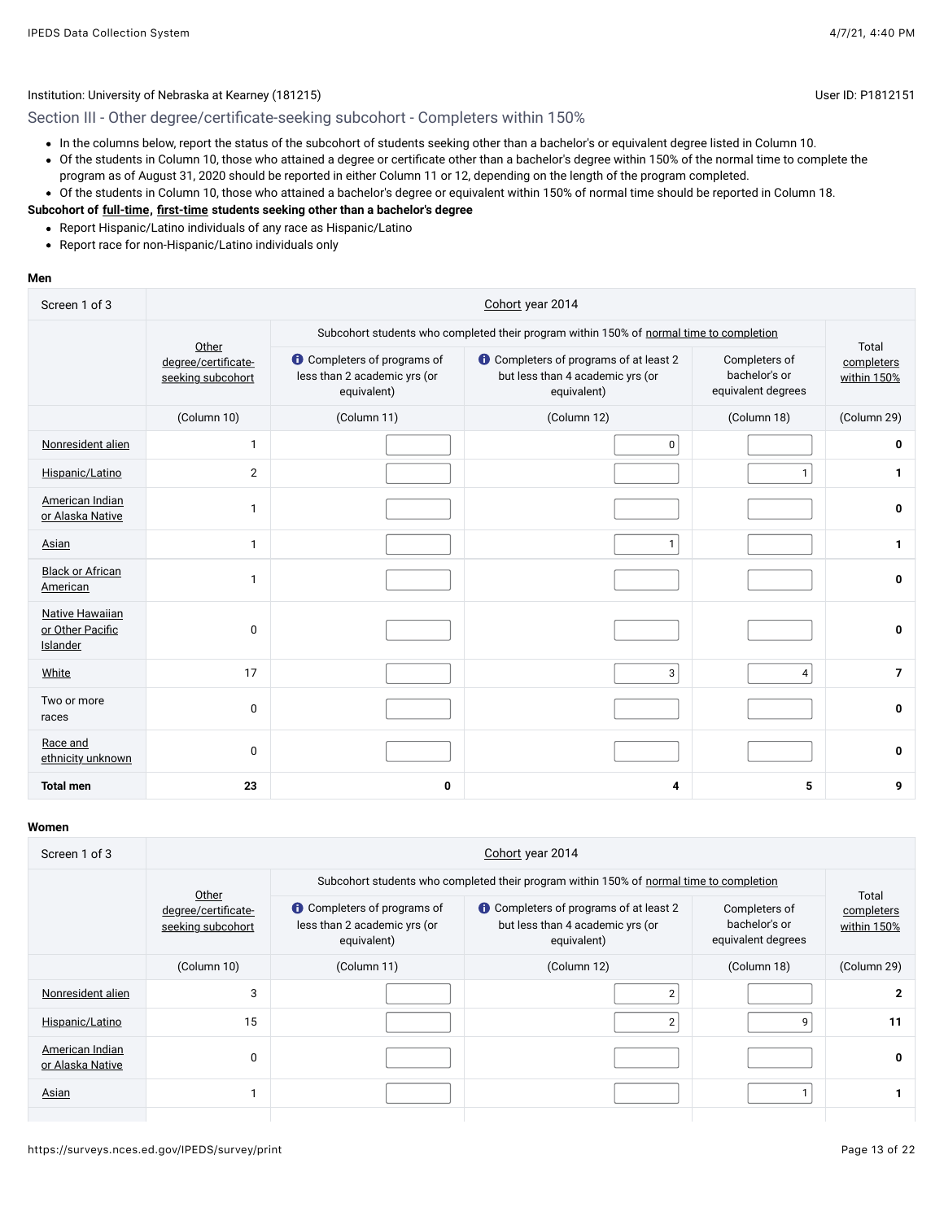Institution: University of Nebraska at Kearney (181215)

User ID: P1812151

## Section III - Other degree/certificate-seeking subcohort - Completers within 150%

- In the columns below, report the status of the subcohort of students seeking other than a bachelor's or equivalent degree listed in Column 10.
- Of the students in Column 10, those who attained a degree or certificate other than a bachelor's degree within 150% of the normal time to complete the program as of August 31, 2020 should be reported in either Column 11 or 12, depending on the length of the program completed.
- Of the students in Column 10, those who attained a bachelor's degree or equivalent within 150% of normal time should be reported in Column 18.

**Subcohort of full-time, first-time students seeking other than a bachelor's degree**

- Report Hispanic/Latino individuals of any race as Hispanic/Latino
- Report race for non-Hispanic/Latino individuals only

**Men**

| Screen 1 of 3 | Cohort year 2014 | | | | |
|---|---|---|---|---|---|
| | Other degree/certificate-seeking subcohort | Subcohort students who completed their program within 150% of normal time to completion | | | Total completers within 150% |
| | | Completers of programs of less than 2 academic yrs (or equivalent) | Completers of programs of at least 2 but less than 4 academic yrs (or equivalent) | Completers of bachelor's or equivalent degrees | |
| | (Column 10) | (Column 11) | (Column 12) | (Column 18) | (Column 29) |
| Nonresident alien | 1 | | 0 | | **0** |
| Hispanic/Latino | 2 | | | 1 | **1** |
| American Indian or Alaska Native | 1 | | | | **0** |
| Asian | 1 | | 1 | | **1** |
| Black or African American | 1 | | | | **0** |
| Native Hawaiian or Other Pacific Islander | 0 | | | | **0** |
| White | 17 | | 3 | 4 | **7** |
| Two or more races | 0 | | | | **0** |
| Race and ethnicity unknown | 0 | | | | **0** |
| **Total men** | **23** | **0** | **4** | **5** | **9** |

**Women**

| Screen 1 of 3 | Cohort year 2014 | | | | |
|---|---|---|---|---|---|
| | Other degree/certificate-seeking subcohort | Subcohort students who completed their program within 150% of normal time to completion | | | Total completers within 150% |
| | | Completers of programs of less than 2 academic yrs (or equivalent) | Completers of programs of at least 2 but less than 4 academic yrs (or equivalent) | Completers of bachelor's or equivalent degrees | |
| | (Column 10) | (Column 11) | (Column 12) | (Column 18) | (Column 29) |
| Nonresident alien | 3 | | 2 | | **2** |
| Hispanic/Latino | 15 | | 2 | 9 | **11** |
| American Indian or Alaska Native | 0 | | | | **0** |
| Asian | 1 | | | 1 | **1** |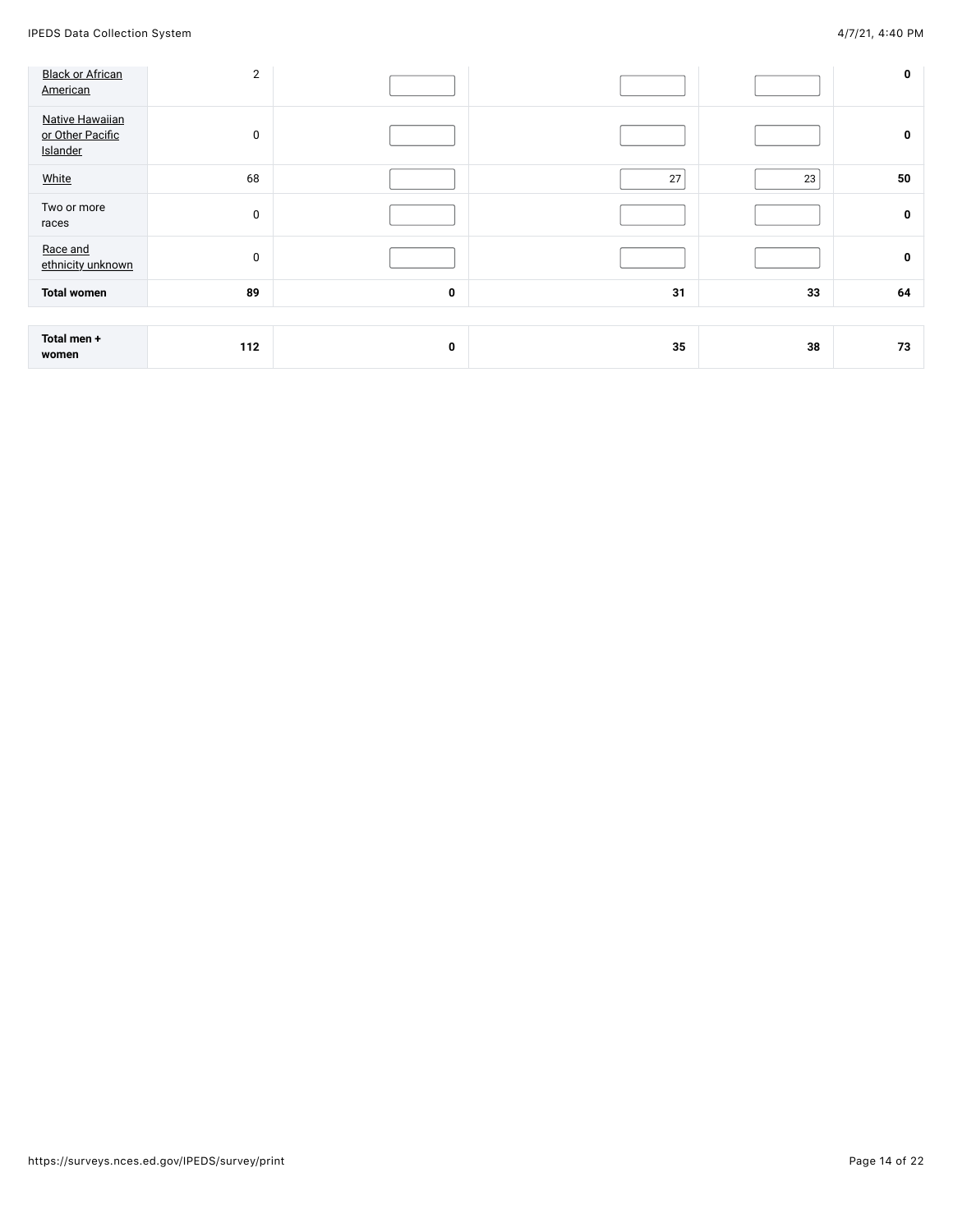| | | | | | |
|---|---|---|---|---|---|
| Black or African American | 2 | | | | 0 |
| Native Hawaiian or Other Pacific Islander | 0 | | | | 0 |
| White | 68 | | 27 | 23 | 50 |
| Two or more races | 0 | | | | 0 |
| Race and ethnicity unknown | 0 | | | | 0 |
| **Total women** | **89** | **0** | **31** | **33** | **64** |
| | | | | | |
| **Total men + women** | **112** | **0** | **35** | **38** | **73** |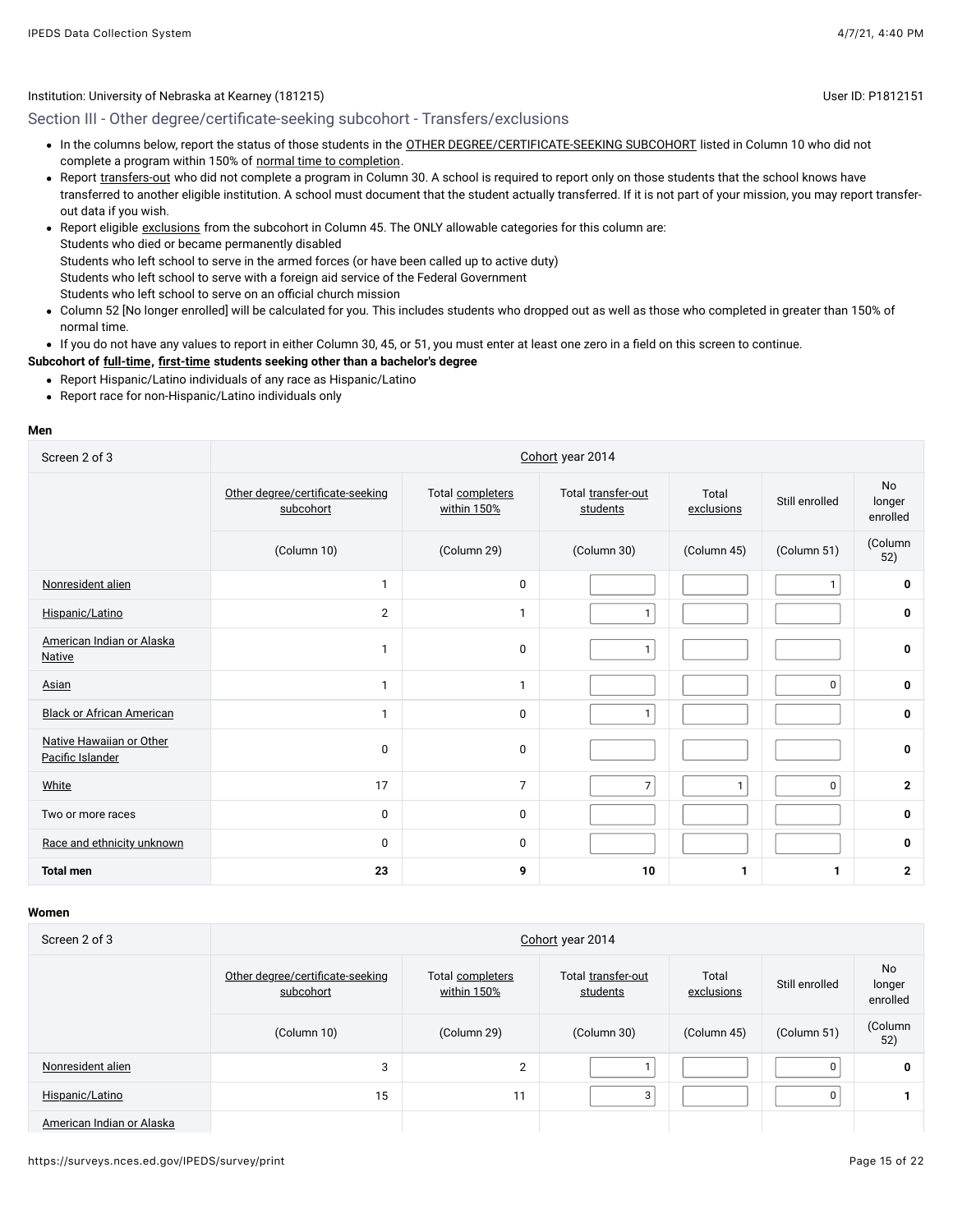Institution: University of Nebraska at Kearney (181215)

User ID: P1812151

## Section III - Other degree/certificate-seeking subcohort - Transfers/exclusions

- In the columns below, report the status of those students in the OTHER DEGREE/CERTIFICATE-SEEKING SUBCOHORT listed in Column 10 who did not complete a program within 150% of normal time to completion.
- Report transfers-out who did not complete a program in Column 30. A school is required to report only on those students that the school knows have transferred to another eligible institution. A school must document that the student actually transferred. If it is not part of your mission, you may report transfer-out data if you wish.
- Report eligible exclusions from the subcohort in Column 45. The ONLY allowable categories for this column are:
  Students who died or became permanently disabled
  Students who left school to serve in the armed forces (or have been called up to active duty)
  Students who left school to serve with a foreign aid service of the Federal Government
  Students who left school to serve on an official church mission
- Column 52 [No longer enrolled] will be calculated for you. This includes students who dropped out as well as those who completed in greater than 150% of normal time.
- If you do not have any values to report in either Column 30, 45, or 51, you must enter at least one zero in a field on this screen to continue.

**Subcohort of full-time, first-time students seeking other than a bachelor's degree**

- Report Hispanic/Latino individuals of any race as Hispanic/Latino
- Report race for non-Hispanic/Latino individuals only

**Men**

| Screen 2 of 3 | Cohort year 2014 | | | | | |
|---|---|---|---|---|---|---|
| | Other degree/certificate-seeking subcohort | Total completers within 150% | Total transfer-out students | Total exclusions | Still enrolled | No longer enrolled |
| | (Column 10) | (Column 29) | (Column 30) | (Column 45) | (Column 51) | (Column 52) |
| Nonresident alien | 1 | 0 | | | 1 | **0** |
| Hispanic/Latino | 2 | 1 | 1 | | | **0** |
| American Indian or Alaska Native | 1 | 0 | 1 | | | **0** |
| Asian | 1 | 1 | | | 0 | **0** |
| Black or African American | 1 | 0 | 1 | | | **0** |
| Native Hawaiian or Other Pacific Islander | 0 | 0 | | | | **0** |
| White | 17 | 7 | 7 | 1 | 0 | **2** |
| Two or more races | 0 | 0 | | | | **0** |
| Race and ethnicity unknown | 0 | 0 | | | | **0** |
| **Total men** | **23** | **9** | **10** | **1** | **1** | **2** |

**Women**

| Screen 2 of 3 | Cohort year 2014 | | | | | |
|---|---|---|---|---|---|---|
| | Other degree/certificate-seeking subcohort | Total completers within 150% | Total transfer-out students | Total exclusions | Still enrolled | No longer enrolled |
| | (Column 10) | (Column 29) | (Column 30) | (Column 45) | (Column 51) | (Column 52) |
| Nonresident alien | 3 | 2 | 1 | | 0 | **0** |
| Hispanic/Latino | 15 | 11 | 3 | | 0 | **1** |
| American Indian or Alaska | | | | | | |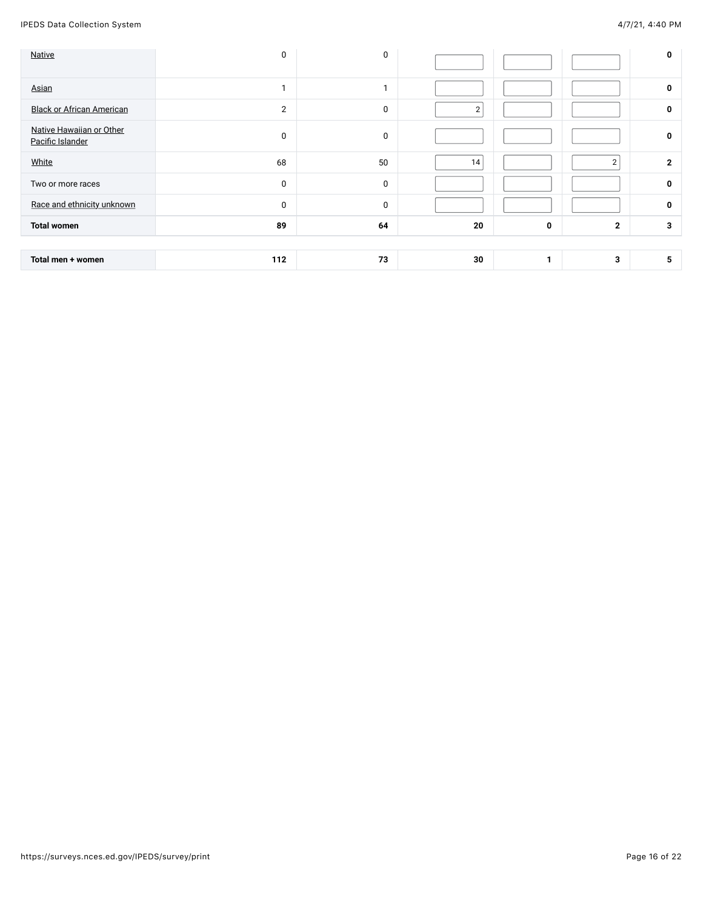| | | | | | | |
|---|---|---|---|---|---|---|
| Native | 0 | 0 | | | | 0 |
| Asian | 1 | 1 | | | | 0 |
| Black or African American | 2 | 0 | 2 | | | 0 |
| Native Hawaiian or Other Pacific Islander | 0 | 0 | | | | 0 |
| White | 68 | 50 | 14 | | 2 | 2 |
| Two or more races | 0 | 0 | | | | 0 |
| Race and ethnicity unknown | 0 | 0 | | | | 0 |
| **Total women** | **89** | **64** | **20** | **0** | **2** | **3** |
| | | | | | | |
| **Total men + women** | **112** | **73** | **30** | **1** | **3** | **5** |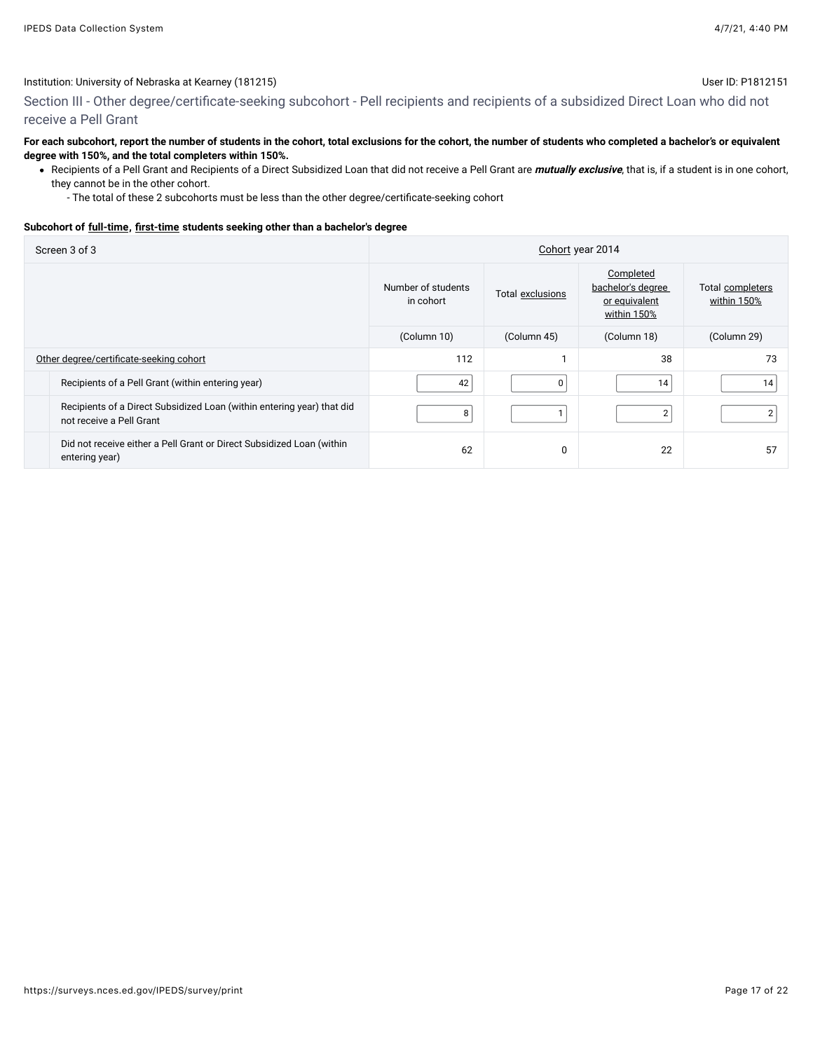Institution: University of Nebraska at Kearney (181215)

User ID: P1812151

## Section III - Other degree/certificate-seeking subcohort - Pell recipients and recipients of a subsidized Direct Loan who did not receive a Pell Grant

**For each subcohort, report the number of students in the cohort, total exclusions for the cohort, the number of students who completed a bachelor's or equivalent degree with 150%, and the total completers within 150%.**

- Recipients of a Pell Grant and Recipients of a Direct Subsidized Loan that did not receive a Pell Grant are ***mutually exclusive***, that is, if a student is in one cohort, they cannot be in the other cohort.
  - The total of these 2 subcohorts must be less than the other degree/certificate-seeking cohort

**Subcohort of full-time, first-time students seeking other than a bachelor's degree**

| Screen 3 of 3 | Cohort year 2014 | | | |
|---|---|---|---|---|
| | Number of students in cohort | Total exclusions | Completed bachelor's degree or equivalent within 150% | Total completers within 150% |
| | (Column 10) | (Column 45) | (Column 18) | (Column 29) |
| Other degree/certificate-seeking cohort | 112 | 1 | 38 | 73 |
| Recipients of a Pell Grant (within entering year) | 42 | 0 | 14 | 14 |
| Recipients of a Direct Subsidized Loan (within entering year) that did not receive a Pell Grant | 8 | 1 | 2 | 2 |
| Did not receive either a Pell Grant or Direct Subsidized Loan (within entering year) | 62 | 0 | 22 | 57 |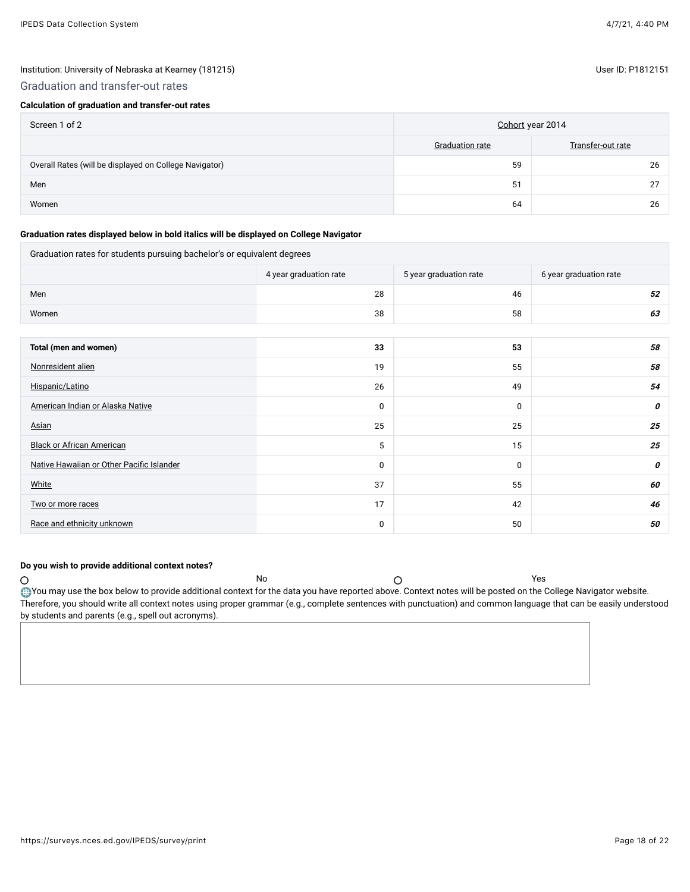Institution: University of Nebraska at Kearney (181215)

User ID: P1812151

## Graduation and transfer-out rates

**Calculation of graduation and transfer-out rates**

| Screen 1 of 2 | Cohort year 2014 | |
|---|---|---|
| | Graduation rate | Transfer-out rate |
| Overall Rates (will be displayed on College Navigator) | 59 | 26 |
| Men | 51 | 27 |
| Women | 64 | 26 |

**Graduation rates displayed below in bold italics will be displayed on College Navigator**

| Graduation rates for students pursuing bachelor's or equivalent degrees | | | |
|---|---|---|---|
| | 4 year graduation rate | 5 year graduation rate | 6 year graduation rate |
| Men | 28 | 46 | ***52*** |
| Women | 38 | 58 | ***63*** |
| **Total (men and women)** | **33** | **53** | ***58*** |
| Nonresident alien | 19 | 55 | ***58*** |
| Hispanic/Latino | 26 | 49 | ***54*** |
| American Indian or Alaska Native | 0 | 0 | ***0*** |
| Asian | 25 | 25 | ***25*** |
| Black or African American | 5 | 15 | ***25*** |
| Native Hawaiian or Other Pacific Islander | 0 | 0 | ***0*** |
| White | 37 | 55 | ***60*** |
| Two or more races | 17 | 42 | ***46*** |
| Race and ethnicity unknown | 0 | 50 | ***50*** |

**Do you wish to provide additional context notes?**

○ No ○ Yes

You may use the box below to provide additional context for the data you have reported above. Context notes will be posted on the College Navigator website. Therefore, you should write all context notes using proper grammar (e.g., complete sentences with punctuation) and common language that can be easily understood by students and parents (e.g., spell out acronyms).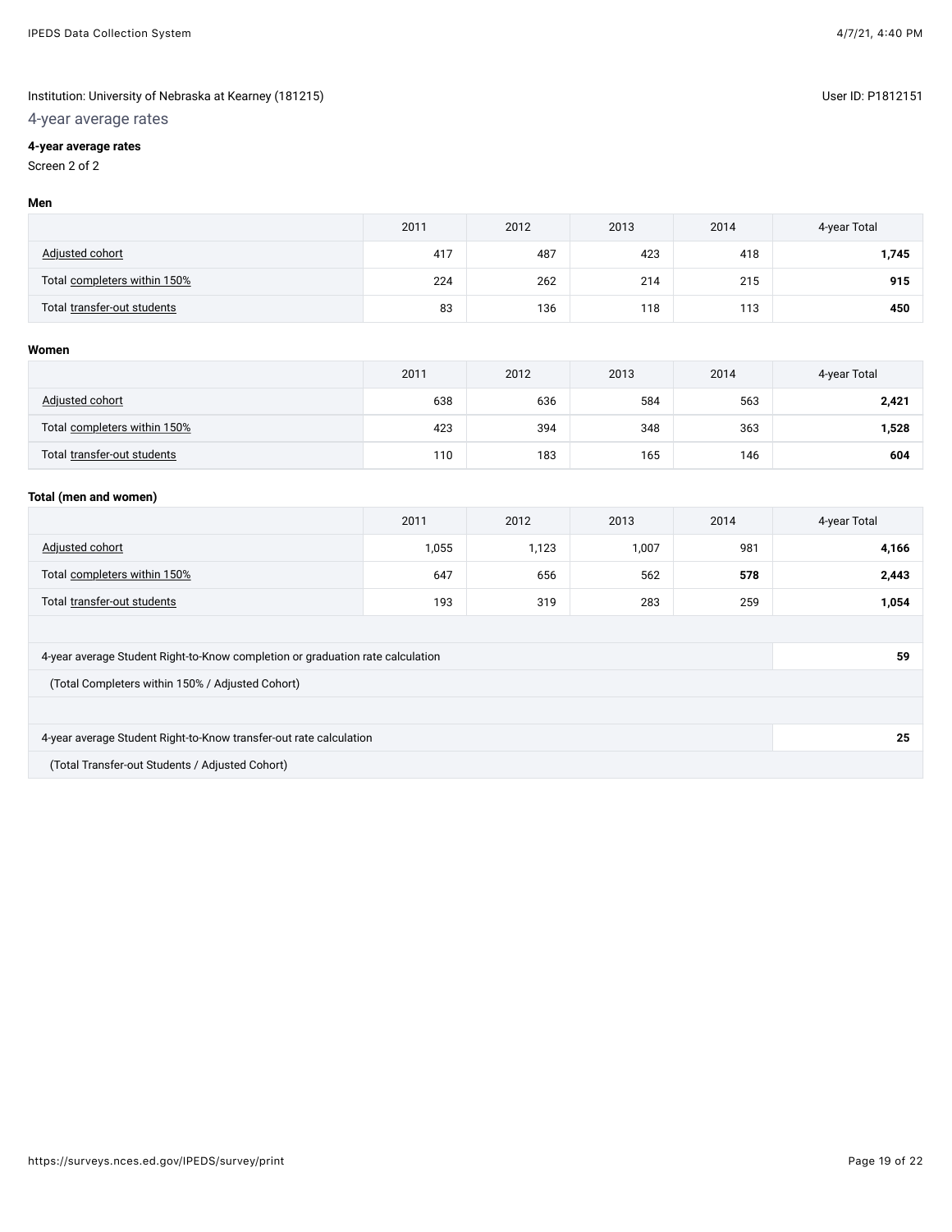Institution: University of Nebraska at Kearney (181215)

User ID: P1812151

## 4-year average rates

**4-year average rates**

Screen 2 of 2

**Men**

| | 2011 | 2012 | 2013 | 2014 | 4-year Total |
|---|---|---|---|---|---|
| Adjusted cohort | 417 | 487 | 423 | 418 | **1,745** |
| Total completers within 150% | 224 | 262 | 214 | 215 | **915** |
| Total transfer-out students | 83 | 136 | 118 | 113 | **450** |

**Women**

| | 2011 | 2012 | 2013 | 2014 | 4-year Total |
|---|---|---|---|---|---|
| Adjusted cohort | 638 | 636 | 584 | 563 | **2,421** |
| Total completers within 150% | 423 | 394 | 348 | 363 | **1,528** |
| Total transfer-out students | 110 | 183 | 165 | 146 | **604** |

**Total (men and women)**

| | 2011 | 2012 | 2013 | 2014 | 4-year Total |
|---|---|---|---|---|---|
| Adjusted cohort | 1,055 | 1,123 | 1,007 | 981 | **4,166** |
| Total completers within 150% | 647 | 656 | 562 | **578** | **2,443** |
| Total transfer-out students | 193 | 319 | 283 | 259 | **1,054** |

| | |
|---|---|
| 4-year average Student Right-to-Know completion or graduation rate calculation | **59** |
| (Total Completers within 150% / Adjusted Cohort) | |
| 4-year average Student Right-to-Know transfer-out rate calculation | **25** |
| (Total Transfer-out Students / Adjusted Cohort) | |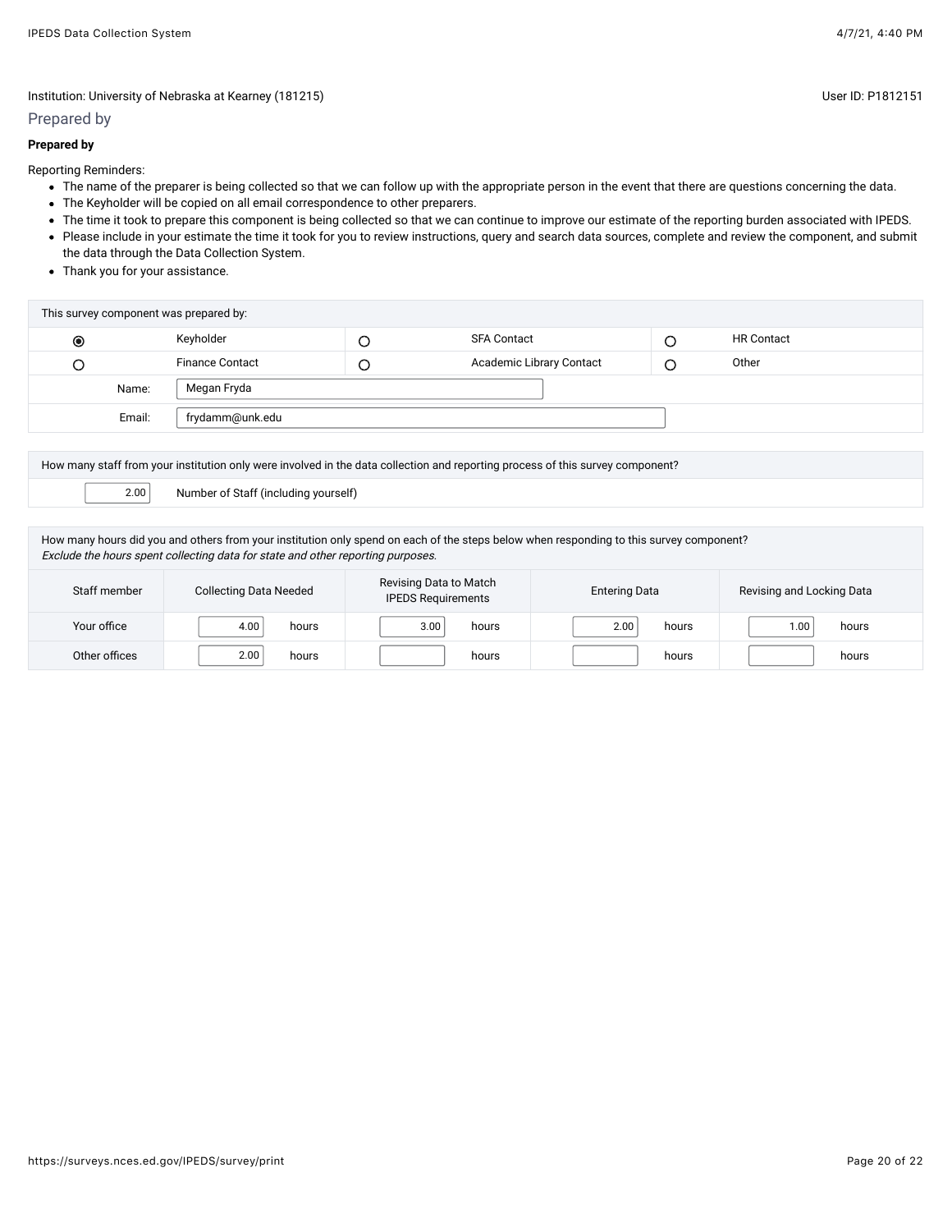Institution: University of Nebraska at Kearney (181215)

User ID: P1812151

## Prepared by

**Prepared by**

Reporting Reminders:

- The name of the preparer is being collected so that we can follow up with the appropriate person in the event that there are questions concerning the data.
- The Keyholder will be copied on all email correspondence to other preparers.
- The time it took to prepare this component is being collected so that we can continue to improve our estimate of the reporting burden associated with IPEDS.
- Please include in your estimate the time it took for you to review instructions, query and search data sources, complete and review the component, and submit the data through the Data Collection System.
- Thank you for your assistance.

| This survey component was prepared by: | | | | | |
|---|---|---|---|---|---|
| ◉ | Keyholder | ○ | SFA Contact | ○ | HR Contact |
| ○ | Finance Contact | ○ | Academic Library Contact | ○ | Other |
| Name: | Megan Fryda | | | | |
| Email: | frydamm@unk.edu | | | | |

How many staff from your institution only were involved in the data collection and reporting process of this survey component?

| 2.00 | Number of Staff (including yourself) |
|---|---|

How many hours did you and others from your institution only spend on each of the steps below when responding to this survey component?
*Exclude the hours spent collecting data for state and other reporting purposes.*

| Staff member | Collecting Data Needed | Revising Data to Match IPEDS Requirements | Entering Data | Revising and Locking Data |
|---|---|---|---|---|
| Your office | 4.00 hours | 3.00 hours | 2.00 hours | 1.00 hours |
| Other offices | 2.00 hours | hours | hours | hours |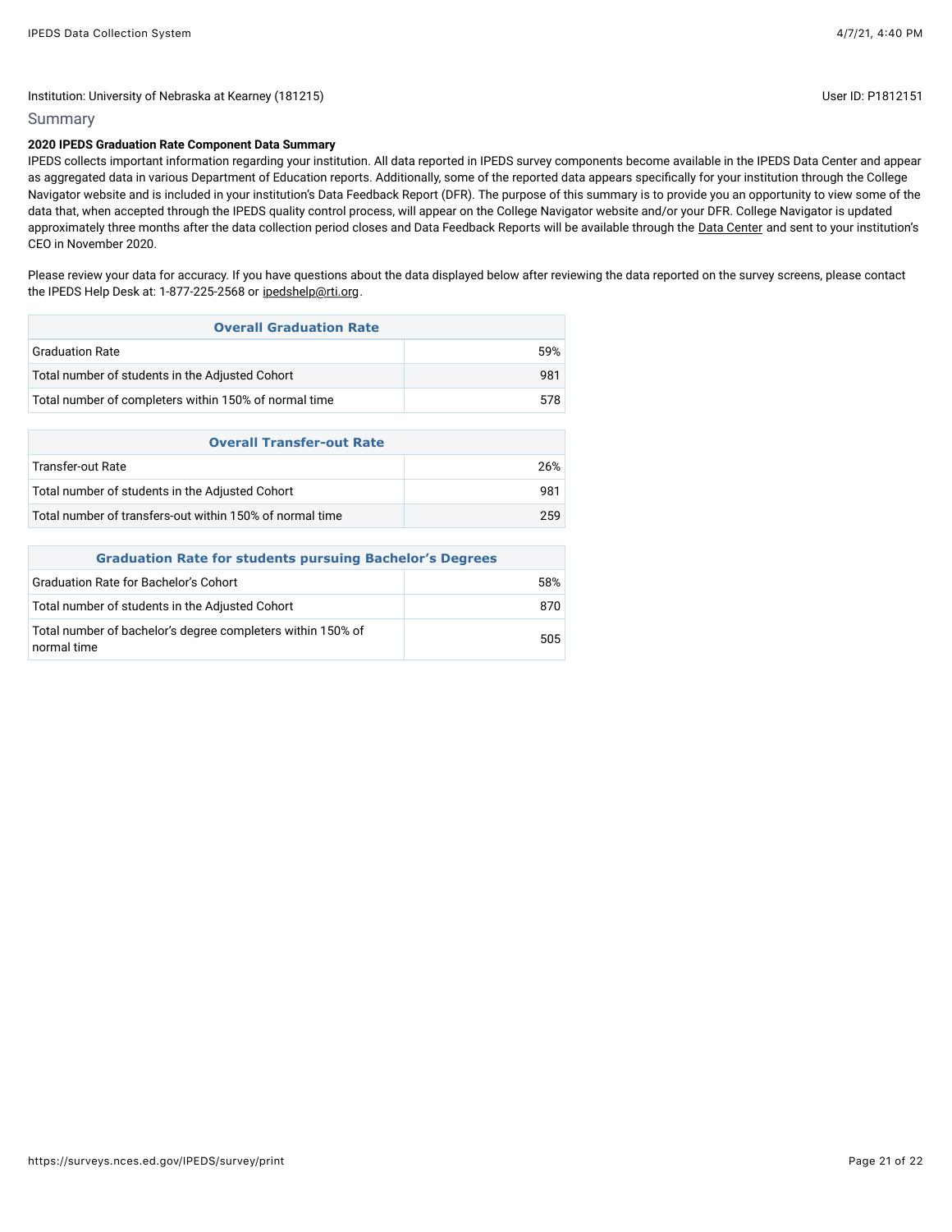Institution: University of Nebraska at Kearney (181215)

User ID: P1812151

## Summary

**2020 IPEDS Graduation Rate Component Data Summary**

IPEDS collects important information regarding your institution. All data reported in IPEDS survey components become available in the IPEDS Data Center and appear as aggregated data in various Department of Education reports. Additionally, some of the reported data appears specifically for your institution through the College Navigator website and is included in your institution's Data Feedback Report (DFR). The purpose of this summary is to provide you an opportunity to view some of the data that, when accepted through the IPEDS quality control process, will appear on the College Navigator website and/or your DFR. College Navigator is updated approximately three months after the data collection period closes and Data Feedback Reports will be available through the Data Center and sent to your institution's CEO in November 2020.

Please review your data for accuracy. If you have questions about the data displayed below after reviewing the data reported on the survey screens, please contact the IPEDS Help Desk at: 1-877-225-2568 or ipedshelp@rti.org.

| Overall Graduation Rate | |
|---|---|
| Graduation Rate | 59% |
| Total number of students in the Adjusted Cohort | 981 |
| Total number of completers within 150% of normal time | 578 |

| Overall Transfer-out Rate | |
|---|---|
| Transfer-out Rate | 26% |
| Total number of students in the Adjusted Cohort | 981 |
| Total number of transfers-out within 150% of normal time | 259 |

| Graduation Rate for students pursuing Bachelor's Degrees | |
|---|---|
| Graduation Rate for Bachelor's Cohort | 58% |
| Total number of students in the Adjusted Cohort | 870 |
| Total number of bachelor's degree completers within 150% of normal time | 505 |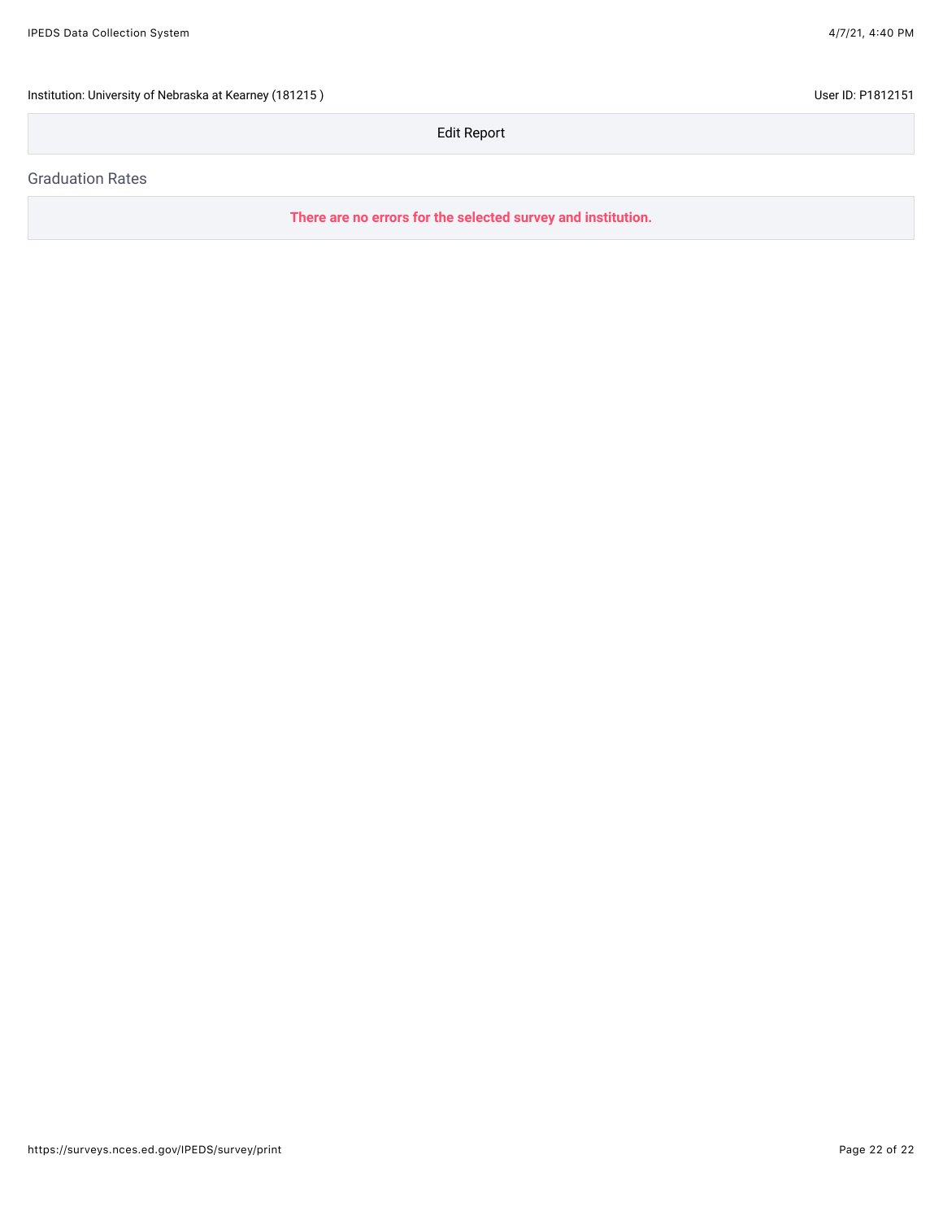Institution: University of Nebraska at Kearney (181215 )

User ID: P1812151

## Edit Report

### Graduation Rates

**There are no errors for the selected survey and institution.**